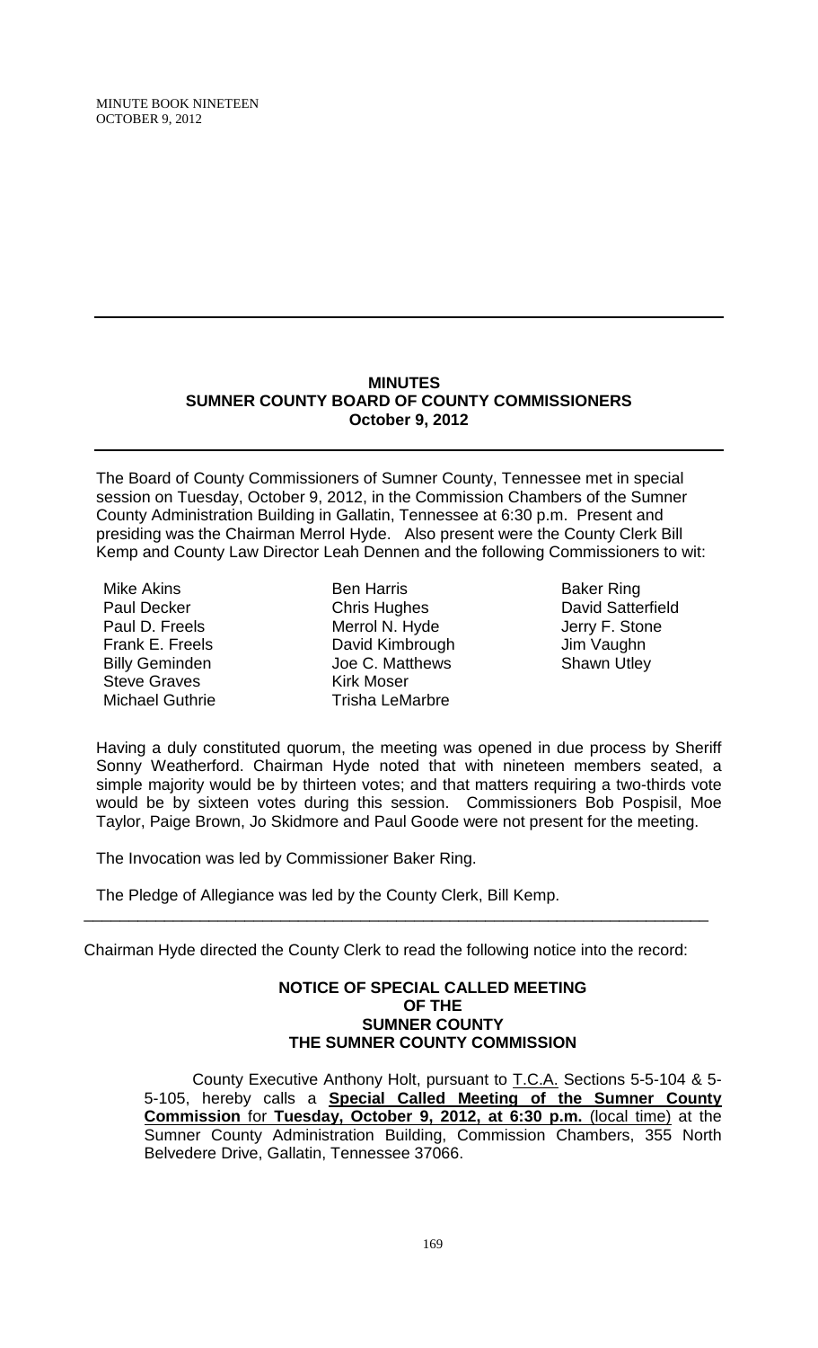## MINUTES
## SUMNER COUNTY BOARD OF COUNTY COMMISSIONERS
## October 9, 2012

The Board of County Commissioners of Sumner County, Tennessee met in special session on Tuesday, October 9, 2012, in the Commission Chambers of the Sumner County Administration Building in Gallatin, Tennessee at 6:30 p.m. Present and presiding was the Chairman Merrol Hyde. Also present were the County Clerk Bill Kemp and County Law Director Leah Dennen and the following Commissioners to wit:

Mike Akins
Paul Decker
Paul D. Freels
Frank E. Freels
Billy Geminden
Steve Graves
Michael Guthrie
Ben Harris
Chris Hughes
Merrol N. Hyde
David Kimbrough
Joe C. Matthews
Kirk Moser
Trisha LeMarbre
Baker Ring
David Satterfield
Jerry F. Stone
Jim Vaughn
Shawn Utley

Having a duly constituted quorum, the meeting was opened in due process by Sheriff Sonny Weatherford. Chairman Hyde noted that with nineteen members seated, a simple majority would be by thirteen votes; and that matters requiring a two-thirds vote would be by sixteen votes during this session. Commissioners Bob Pospisil, Moe Taylor, Paige Brown, Jo Skidmore and Paul Goode were not present for the meeting.

The Invocation was led by Commissioner Baker Ring.

The Pledge of Allegiance was led by the County Clerk, Bill Kemp.

---

Chairman Hyde directed the County Clerk to read the following notice into the record:

**NOTICE OF SPECIAL CALLED MEETING**
**OF THE**
**SUMNER COUNTY**
**THE SUMNER COUNTY COMMISSION**

County Executive Anthony Holt, pursuant to T.C.A. Sections 5-5-104 & 5-5-105, hereby calls a **Special Called Meeting of the Sumner County Commission for Tuesday, October 9, 2012, at 6:30 p.m.** (local time) at the Sumner County Administration Building, Commission Chambers, 355 North Belvedere Drive, Gallatin, Tennessee 37066.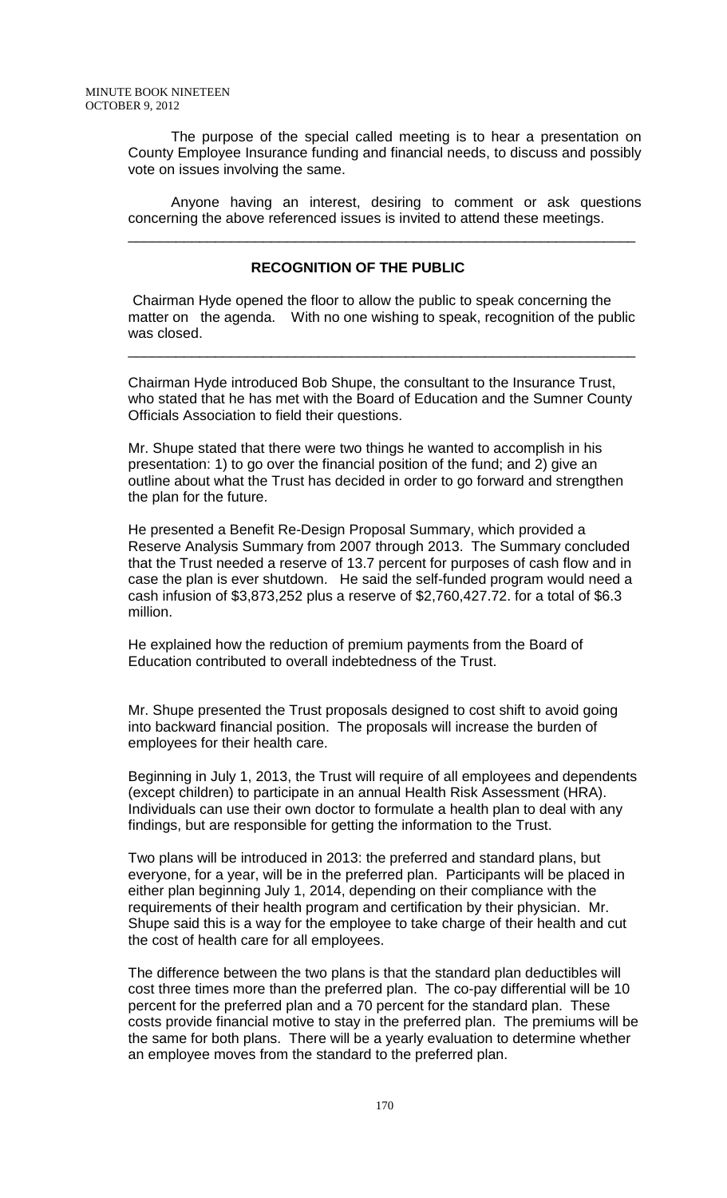The purpose of the special called meeting is to hear a presentation on County Employee Insurance funding and financial needs, to discuss and possibly vote on issues involving the same.

Anyone having an interest, desiring to comment or ask questions concerning the above referenced issues is invited to attend these meetings.

---

## RECOGNITION OF THE PUBLIC

Chairman Hyde opened the floor to allow the public to speak concerning the matter on the agenda. With no one wishing to speak, recognition of the public was closed.

---

Chairman Hyde introduced Bob Shupe, the consultant to the Insurance Trust, who stated that he has met with the Board of Education and the Sumner County Officials Association to field their questions.

Mr. Shupe stated that there were two things he wanted to accomplish in his presentation: 1) to go over the financial position of the fund; and 2) give an outline about what the Trust has decided in order to go forward and strengthen the plan for the future.

He presented a Benefit Re-Design Proposal Summary, which provided a Reserve Analysis Summary from 2007 through 2013. The Summary concluded that the Trust needed a reserve of 13.7 percent for purposes of cash flow and in case the plan is ever shutdown. He said the self-funded program would need a cash infusion of $3,873,252 plus a reserve of $2,760,427.72. for a total of $6.3 million.

He explained how the reduction of premium payments from the Board of Education contributed to overall indebtedness of the Trust.

Mr. Shupe presented the Trust proposals designed to cost shift to avoid going into backward financial position. The proposals will increase the burden of employees for their health care.

Beginning in July 1, 2013, the Trust will require of all employees and dependents (except children) to participate in an annual Health Risk Assessment (HRA). Individuals can use their own doctor to formulate a health plan to deal with any findings, but are responsible for getting the information to the Trust.

Two plans will be introduced in 2013: the preferred and standard plans, but everyone, for a year, will be in the preferred plan. Participants will be placed in either plan beginning July 1, 2014, depending on their compliance with the requirements of their health program and certification by their physician. Mr. Shupe said this is a way for the employee to take charge of their health and cut the cost of health care for all employees.

The difference between the two plans is that the standard plan deductibles will cost three times more than the preferred plan. The co-pay differential will be 10 percent for the preferred plan and a 70 percent for the standard plan. These costs provide financial motive to stay in the preferred plan. The premiums will be the same for both plans. There will be a yearly evaluation to determine whether an employee moves from the standard to the preferred plan.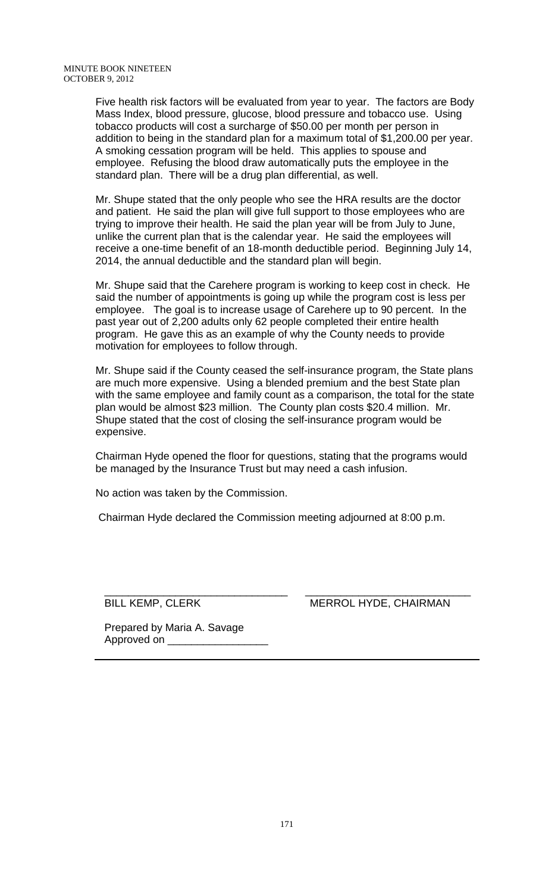Five health risk factors will be evaluated from year to year. The factors are Body Mass Index, blood pressure, glucose, blood pressure and tobacco use. Using tobacco products will cost a surcharge of $50.00 per month per person in addition to being in the standard plan for a maximum total of $1,200.00 per year. A smoking cessation program will be held. This applies to spouse and employee. Refusing the blood draw automatically puts the employee in the standard plan. There will be a drug plan differential, as well.

Mr. Shupe stated that the only people who see the HRA results are the doctor and patient. He said the plan will give full support to those employees who are trying to improve their health. He said the plan year will be from July to June, unlike the current plan that is the calendar year. He said the employees will receive a one-time benefit of an 18-month deductible period. Beginning July 14, 2014, the annual deductible and the standard plan will begin.

Mr. Shupe said that the Carehere program is working to keep cost in check. He said the number of appointments is going up while the program cost is less per employee. The goal is to increase usage of Carehere up to 90 percent. In the past year out of 2,200 adults only 62 people completed their entire health program. He gave this as an example of why the County needs to provide motivation for employees to follow through.

Mr. Shupe said if the County ceased the self-insurance program, the State plans are much more expensive. Using a blended premium and the best State plan with the same employee and family count as a comparison, the total for the state plan would be almost $23 million. The County plan costs $20.4 million. Mr. Shupe stated that the cost of closing the self-insurance program would be expensive.

Chairman Hyde opened the floor for questions, stating that the programs would be managed by the Insurance Trust but may need a cash infusion.

No action was taken by the Commission.

Chairman Hyde declared the Commission meeting adjourned at 8:00 p.m.

_______________________________ _____________________________

BILL KEMP, CLERK MERROL HYDE, CHAIRMAN

Prepared by Maria A. Savage

Approved on _________________